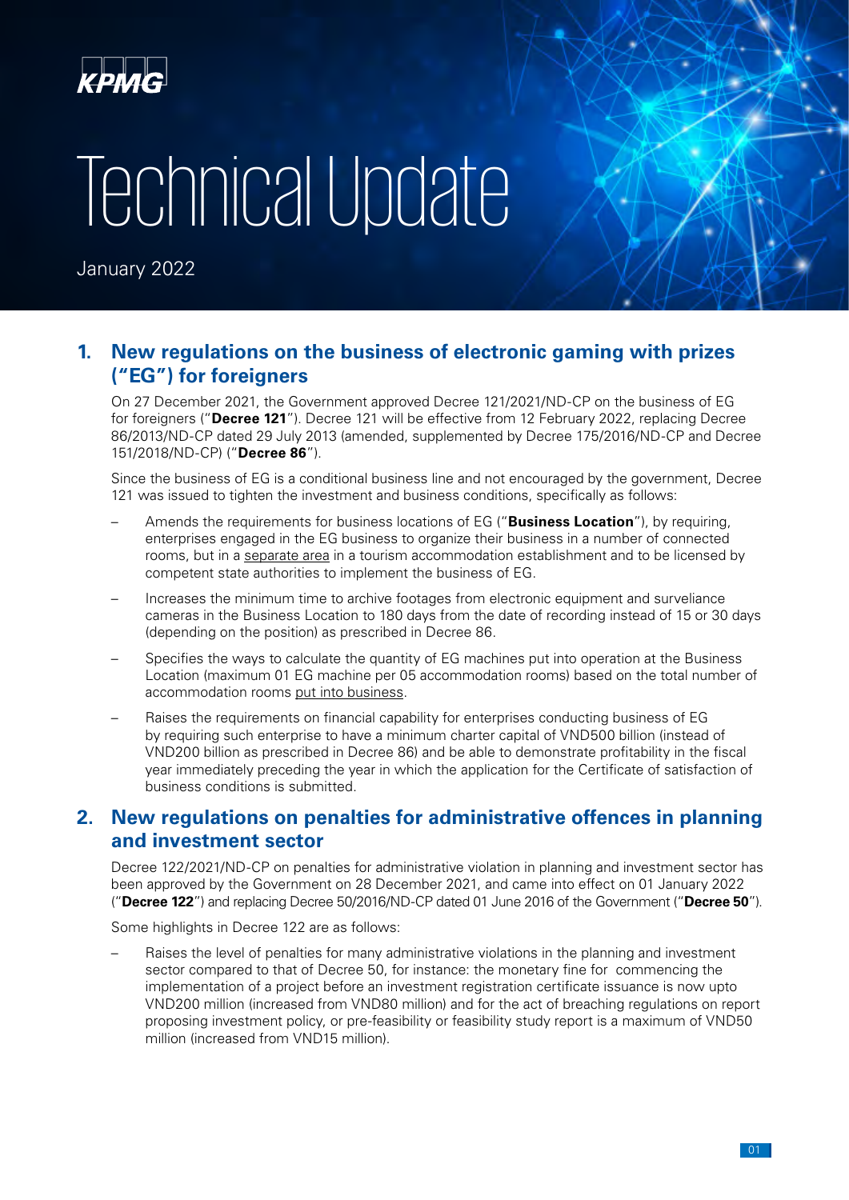KPMG

# Technical Update

January 2022

## 1. New regulations on the business of electronic gaming with prizes ("EG") for foreigners

On 27 December 2021, the Government approved Decree 121/2021/ND-CP on the business of EG for foreigners ("**Decree 121**"). Decree 121 will be effective from 12 February 2022, replacing Decree 86/2013/ND-CP dated 29 July 2013 (amended, supplemented by Decree 175/2016/ND-CP and Decree 151/2018/ND-CP) ("**Decree 86**").

Since the business of EG is a conditional business line and not encouraged by the government, Decree 121 was issued to tighten the investment and business conditions, specifically as follows:

- Amends the requirements for business locations of EG ("**Business Location**"), by requiring, enterprises engaged in the EG business to organize their business in a number of connected rooms, but in a separate area in a tourism accommodation establishment and to be licensed by competent state authorities to implement the business of EG.
- Increases the minimum time to archive footages from electronic equipment and surveliance cameras in the Business Location to 180 days from the date of recording instead of 15 or 30 days (depending on the position) as prescribed in Decree 86.
- Specifies the ways to calculate the quantity of EG machines put into operation at the Business Location (maximum 01 EG machine per 05 accommodation rooms) based on the total number of accommodation rooms put into business.
- Raises the requirements on financial capability for enterprises conducting business of EG by requiring such enterprise to have a minimum charter capital of VND500 billion (instead of VND200 billion as prescribed in Decree 86) and be able to demonstrate profitability in the fiscal year immediately preceding the year in which the application for the Certificate of satisfaction of business conditions is submitted.

## 2. New regulations on penalties for administrative offences in planning and investment sector

Decree 122/2021/ND-CP on penalties for administrative violation in planning and investment sector has been approved by the Government on 28 December 2021, and came into effect on 01 January 2022 ("**Decree 122**") and replacing Decree 50/2016/ND-CP dated 01 June 2016 of the Government ("**Decree 50**").

Some highlights in Decree 122 are as follows:

- Raises the level of penalties for many administrative violations in the planning and investment sector compared to that of Decree 50, for instance: the monetary fine for commencing the implementation of a project before an investment registration certificate issuance is now upto VND200 million (increased from VND80 million) and for the act of breaching regulations on report proposing investment policy, or pre-feasibility or feasibility study report is a maximum of VND50 million (increased from VND15 million).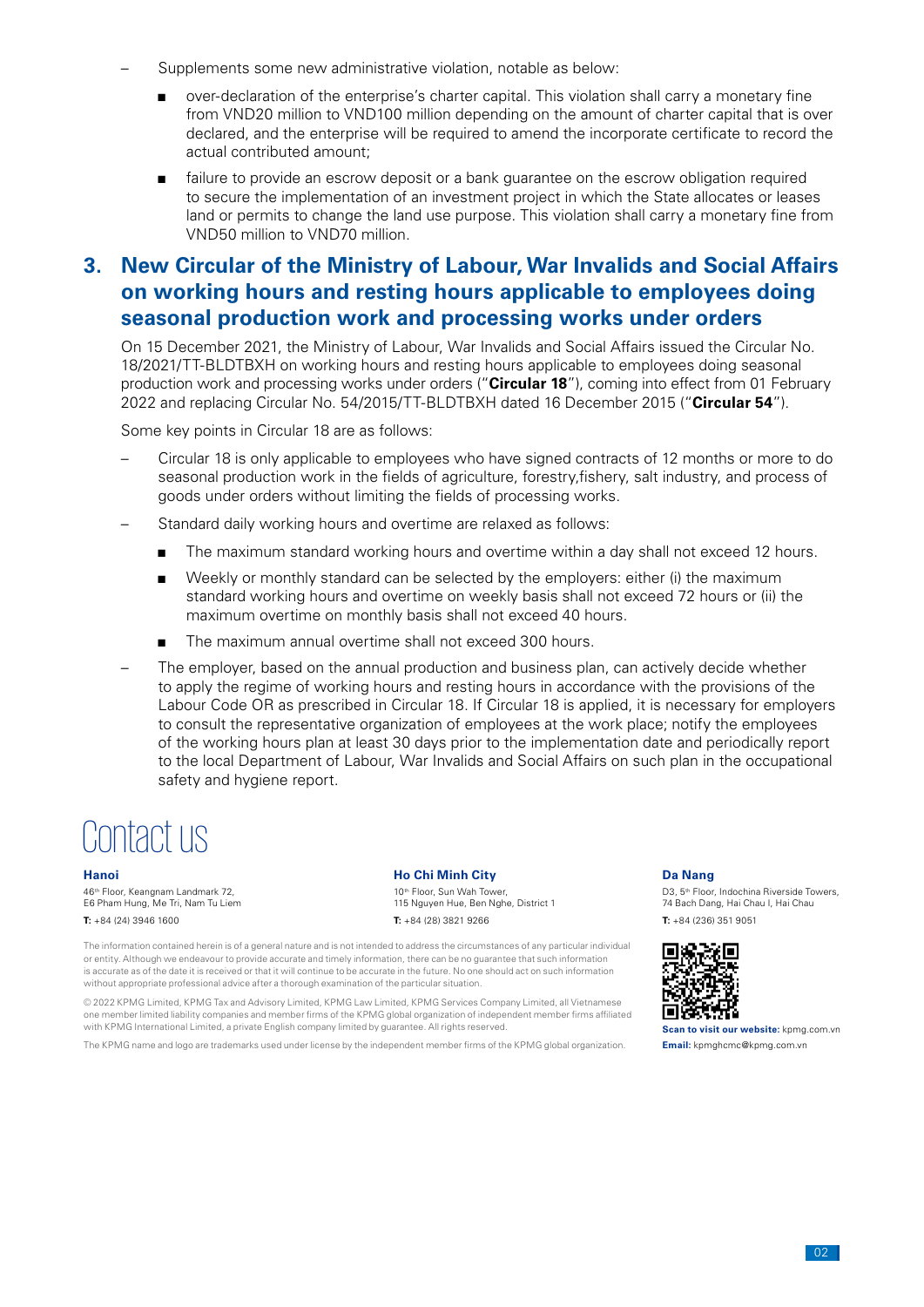- Supplements some new administrative violation, notable as below:
  - over-declaration of the enterprise's charter capital. This violation shall carry a monetary fine from VND20 million to VND100 million depending on the amount of charter capital that is over declared, and the enterprise will be required to amend the incorporate certificate to record the actual contributed amount;
  - failure to provide an escrow deposit or a bank guarantee on the escrow obligation required to secure the implementation of an investment project in which the State allocates or leases land or permits to change the land use purpose. This violation shall carry a monetary fine from VND50 million to VND70 million.

## 3. New Circular of the Ministry of Labour, War Invalids and Social Affairs on working hours and resting hours applicable to employees doing seasonal production work and processing works under orders

On 15 December 2021, the Ministry of Labour, War Invalids and Social Affairs issued the Circular No. 18/2021/TT-BLDTBXH on working hours and resting hours applicable to employees doing seasonal production work and processing works under orders ("**Circular 18**"), coming into effect from 01 February 2022 and replacing Circular No. 54/2015/TT-BLDTBXH dated 16 December 2015 ("**Circular 54**").

Some key points in Circular 18 are as follows:

- Circular 18 is only applicable to employees who have signed contracts of 12 months or more to do seasonal production work in the fields of agriculture, forestry,fishery, salt industry, and process of goods under orders without limiting the fields of processing works.
- Standard daily working hours and overtime are relaxed as follows:
  - The maximum standard working hours and overtime within a day shall not exceed 12 hours.
  - Weekly or monthly standard can be selected by the employers: either (i) the maximum standard working hours and overtime on weekly basis shall not exceed 72 hours or (ii) the maximum overtime on monthly basis shall not exceed 40 hours.
  - The maximum annual overtime shall not exceed 300 hours.
- The employer, based on the annual production and business plan, can actively decide whether to apply the regime of working hours and resting hours in accordance with the provisions of the Labour Code OR as prescribed in Circular 18. If Circular 18 is applied, it is necessary for employers to consult the representative organization of employees at the work place; notify the employees of the working hours plan at least 30 days prior to the implementation date and periodically report to the local Department of Labour, War Invalids and Social Affairs on such plan in the occupational safety and hygiene report.

# Contact us

**Hanoi**
46th Floor, Keangnam Landmark 72,
E6 Pham Hung, Me Tri, Nam Tu Liem
**T:** +84 (24) 3946 1600

**Ho Chi Minh City**
10th Floor, Sun Wah Tower,
115 Nguyen Hue, Ben Nghe, District 1
**T:** +84 (28) 3821 9266

**Da Nang**
D3, 5th Floor, Indochina Riverside Towers,
74 Bach Dang, Hai Chau I, Hai Chau
**T:** +84 (236) 351 9051

The information contained herein is of a general nature and is not intended to address the circumstances of any particular individual or entity. Although we endeavour to provide accurate and timely information, there can be no guarantee that such information is accurate as of the date it is received or that it will continue to be accurate in the future. No one should act on such information without appropriate professional advice after a thorough examination of the particular situation.

© 2022 KPMG Limited, KPMG Tax and Advisory Limited, KPMG Law Limited, KPMG Services Company Limited, all Vietnamese one member limited liability companies and member firms of the KPMG global organization of independent member firms affiliated with KPMG International Limited, a private English company limited by guarantee. All rights reserved.

The KPMG name and logo are trademarks used under license by the independent member firms of the KPMG global organization.

**Scan to visit our website:** kpmg.com.vn
**Email:** kpmghcmc@kpmg.com.vn